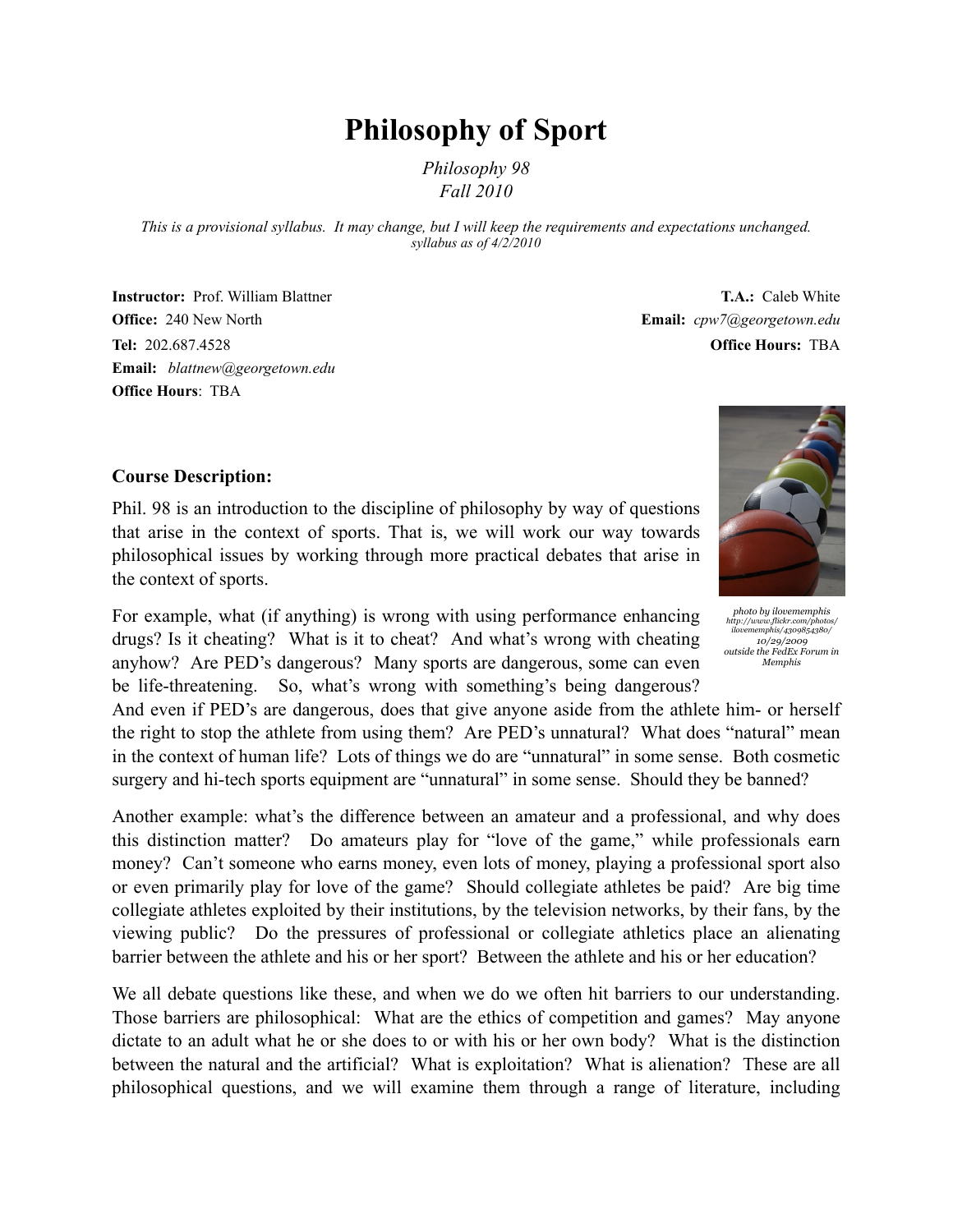# Philosophy of Sport

*Philosophy 98*
*Fall 2010*

*This is a provisional syllabus. It may change, but I will keep the requirements and expectations unchanged.*
*syllabus as of 4/2/2010*

**Instructor:** Prof. William Blattner
**Office:** 240 New North
**Tel:** 202.687.4528
**Email:** *blattnew@georgetown.edu*
**Office Hours**: TBA

**T.A.:** Caleb White
**Email:** *cpw7@georgetown.edu*
**Office Hours:** TBA

### Course Description:

Phil. 98 is an introduction to the discipline of philosophy by way of questions that arise in the context of sports. That is, we will work our way towards philosophical issues by working through more practical debates that arise in the context of sports.

*photo by ilovememphis http://www.flickr.com/photos/ilovememphis/4309854380/ 10/29/2009 outside the FedEx Forum in Memphis*

For example, what (if anything) is wrong with using performance enhancing drugs? Is it cheating? What is it to cheat? And what's wrong with cheating anyhow? Are PED's dangerous? Many sports are dangerous, some can even be life-threatening. So, what's wrong with something's being dangerous? And even if PED's are dangerous, does that give anyone aside from the athlete him- or herself the right to stop the athlete from using them? Are PED's unnatural? What does "natural" mean in the context of human life? Lots of things we do are "unnatural" in some sense. Both cosmetic surgery and hi-tech sports equipment are "unnatural" in some sense. Should they be banned?

Another example: what's the difference between an amateur and a professional, and why does this distinction matter? Do amateurs play for "love of the game," while professionals earn money? Can't someone who earns money, even lots of money, playing a professional sport also or even primarily play for love of the game? Should collegiate athletes be paid? Are big time collegiate athletes exploited by their institutions, by the television networks, by their fans, by the viewing public? Do the pressures of professional or collegiate athletics place an alienating barrier between the athlete and his or her sport? Between the athlete and his or her education?

We all debate questions like these, and when we do we often hit barriers to our understanding. Those barriers are philosophical: What are the ethics of competition and games? May anyone dictate to an adult what he or she does to or with his or her own body? What is the distinction between the natural and the artificial? What is exploitation? What is alienation? These are all philosophical questions, and we will examine them through a range of literature, including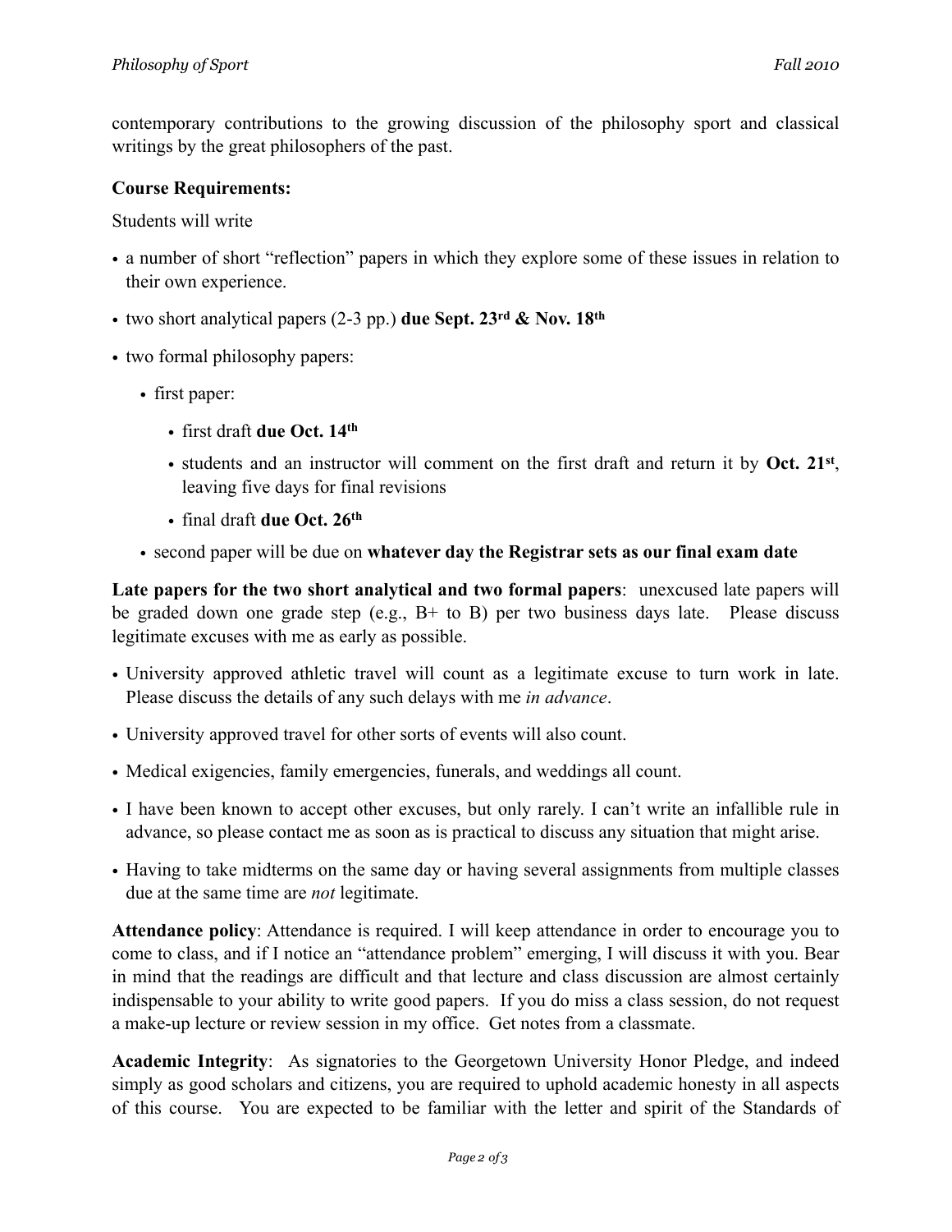contemporary contributions to the growing discussion of the philosophy sport and classical writings by the great philosophers of the past.

**Course Requirements:**

Students will write

- a number of short "reflection" papers in which they explore some of these issues in relation to their own experience.
- two short analytical papers (2-3 pp.) **due Sept. 23rd & Nov. 18th**
- two formal philosophy papers:
  - first paper:
    - first draft **due Oct. 14th**
    - students and an instructor will comment on the first draft and return it by **Oct. 21st**, leaving five days for final revisions
    - final draft **due Oct. 26th**
  - second paper will be due on **whatever day the Registrar sets as our final exam date**

**Late papers for the two short analytical and two formal papers**: unexcused late papers will be graded down one grade step (e.g., B+ to B) per two business days late. Please discuss legitimate excuses with me as early as possible.

- University approved athletic travel will count as a legitimate excuse to turn work in late. Please discuss the details of any such delays with me *in advance*.
- University approved travel for other sorts of events will also count.
- Medical exigencies, family emergencies, funerals, and weddings all count.
- I have been known to accept other excuses, but only rarely. I can't write an infallible rule in advance, so please contact me as soon as is practical to discuss any situation that might arise.
- Having to take midterms on the same day or having several assignments from multiple classes due at the same time are *not* legitimate.

**Attendance policy**: Attendance is required. I will keep attendance in order to encourage you to come to class, and if I notice an "attendance problem" emerging, I will discuss it with you. Bear in mind that the readings are difficult and that lecture and class discussion are almost certainly indispensable to your ability to write good papers. If you do miss a class session, do not request a make-up lecture or review session in my office. Get notes from a classmate.

**Academic Integrity**: As signatories to the Georgetown University Honor Pledge, and indeed simply as good scholars and citizens, you are required to uphold academic honesty in all aspects of this course. You are expected to be familiar with the letter and spirit of the Standards of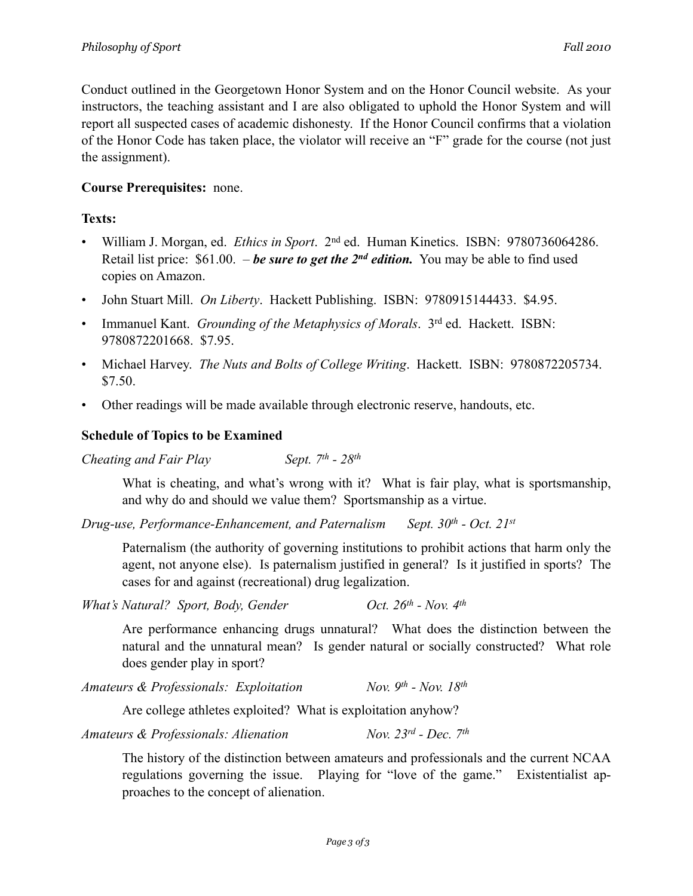Conduct outlined in the Georgetown Honor System and on the Honor Council website. As your instructors, the teaching assistant and I are also obligated to uphold the Honor System and will report all suspected cases of academic dishonesty. If the Honor Council confirms that a violation of the Honor Code has taken place, the violator will receive an "F" grade for the course (not just the assignment).

**Course Prerequisites:** none.

**Texts:**

- William J. Morgan, ed. *Ethics in Sport*. 2nd ed. Human Kinetics. ISBN: 9780736064286. Retail list price: $61.00. – ***be sure to get the 2nd edition.*** You may be able to find used copies on Amazon.
- John Stuart Mill. *On Liberty*. Hackett Publishing. ISBN: 9780915144433. $4.95.
- Immanuel Kant. *Grounding of the Metaphysics of Morals*. 3rd ed. Hackett. ISBN: 9780872201668. $7.95.
- Michael Harvey. *The Nuts and Bolts of College Writing*. Hackett. ISBN: 9780872205734. $7.50.
- Other readings will be made available through electronic reserve, handouts, etc.

**Schedule of Topics to be Examined**

*Cheating and Fair Play* *Sept. 7th - 28th*

What is cheating, and what's wrong with it? What is fair play, what is sportsmanship, and why do and should we value them? Sportsmanship as a virtue.

*Drug-use, Performance-Enhancement, and Paternalism* *Sept. 30th - Oct. 21st*

Paternalism (the authority of governing institutions to prohibit actions that harm only the agent, not anyone else). Is paternalism justified in general? Is it justified in sports? The cases for and against (recreational) drug legalization.

*What's Natural? Sport, Body, Gender* *Oct. 26th - Nov. 4th*

Are performance enhancing drugs unnatural? What does the distinction between the natural and the unnatural mean? Is gender natural or socially constructed? What role does gender play in sport?

*Amateurs & Professionals: Exploitation* *Nov. 9th - Nov. 18th*

Are college athletes exploited? What is exploitation anyhow?

*Amateurs & Professionals: Alienation* *Nov. 23rd - Dec. 7th*

The history of the distinction between amateurs and professionals and the current NCAA regulations governing the issue. Playing for "love of the game." Existentialist approaches to the concept of alienation.